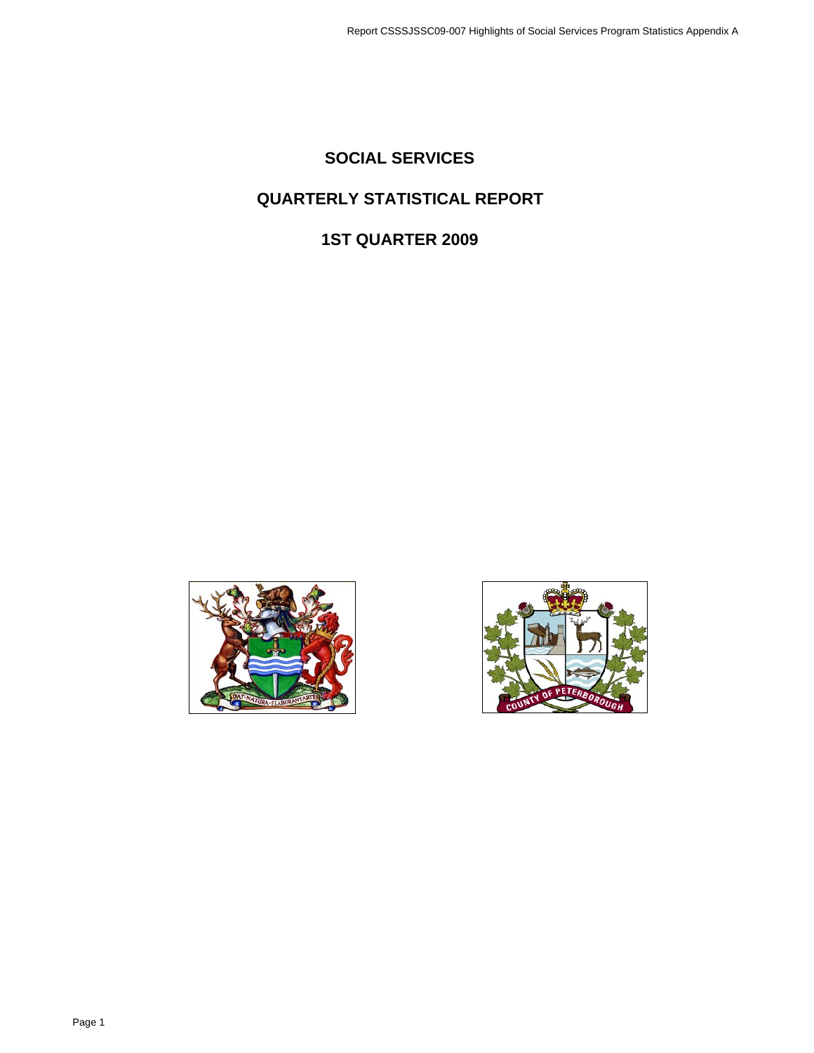# SOCIAL SERVICES

## QUARTERLY STATISTICAL REPORT

## 1ST QUARTER 2009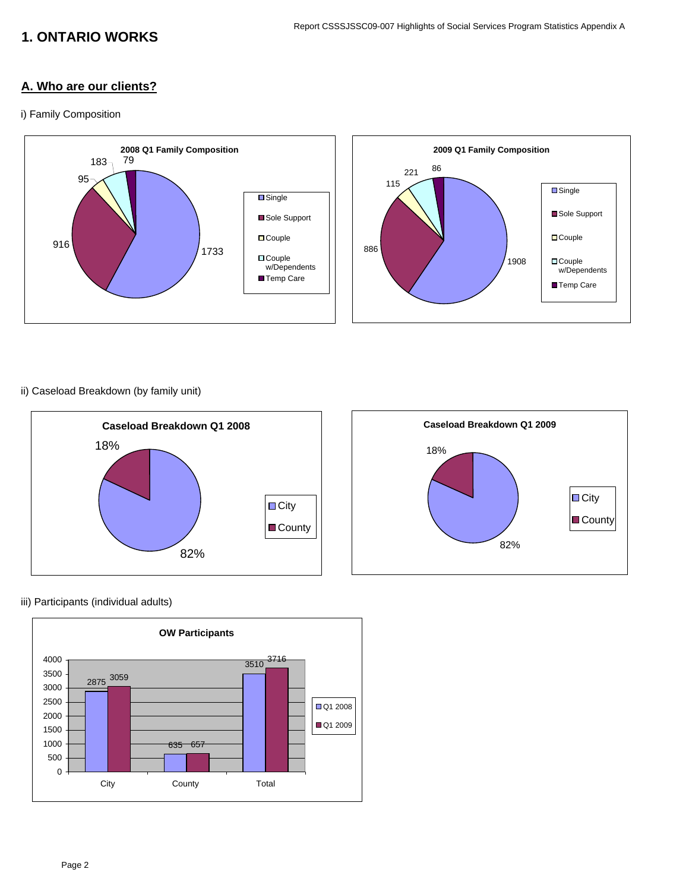# 1. ONTARIO WORKS

## A. Who are our clients?

i) Family Composition

**2008 Q1 Family Composition**

| Category | Count |
|---|---|
| Single | 1733 |
| Sole Support | 916 |
| Couple | 95 |
| Couple w/Dependents | 183 |
| Temp Care | 79 |

**2009 Q1 Family Composition**

| Category | Count |
|---|---|
| Single | 1908 |
| Sole Support | 886 |
| Couple | 115 |
| Couple w/Dependents | 221 |
| Temp Care | 86 |

ii) Caseload Breakdown (by family unit)

**Caseload Breakdown Q1 2008**

| Location | Percentage |
|---|---|
| City | 82% |
| County | 18% |

**Caseload Breakdown Q1 2009**

| Location | Percentage |
|---|---|
| City | 82% |
| County | 18% |

iii) Participants (individual adults)

**OW Participants**

| | Q1 2008 | Q1 2009 |
|---|---|---|
| City | 2875 | 3059 |
| County | 635 | 657 |
| Total | 3510 | 3716 |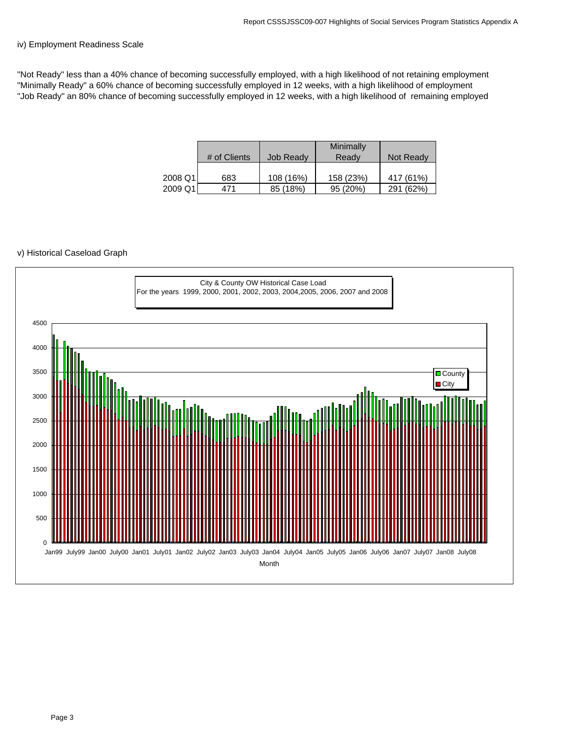iv) Employment Readiness Scale

"Not Ready" less than a 40% chance of becoming successfully employed, with a high likelihood of not retaining employment
"Minimally Ready" a 60% chance of becoming successfully employed in 12 weeks, with a high likelihood of employment
"Job Ready" an 80% chance of becoming successfully employed in 12 weeks, with a high likelihood of remaining employed

| | # of Clients | Job Ready | Minimally Ready | Not Ready |
|---|---|---|---|---|
| 2008 Q1 | 683 | 108 (16%) | 158 (23%) | 417 (61%) |
| 2009 Q1 | 471 | 85 (18%) | 95 (20%) | 291 (62%) |

v) Historical Caseload Graph

City & County OW Historical Case Load
For the years 1999, 2000, 2001, 2002, 2003, 2004,2005, 2006, 2007 and 2008

Legend: County, City

Y-axis: 0, 500, 1000, 1500, 2000, 2500, 3000, 3500, 4000, 4500

X-axis (Month): Jan99, July99, Jan00, July00, Jan01, July01, Jan02, July02, Jan03, July03, Jan04, July04, Jan05, July05, Jan06, July06, Jan07, July07, Jan08, July08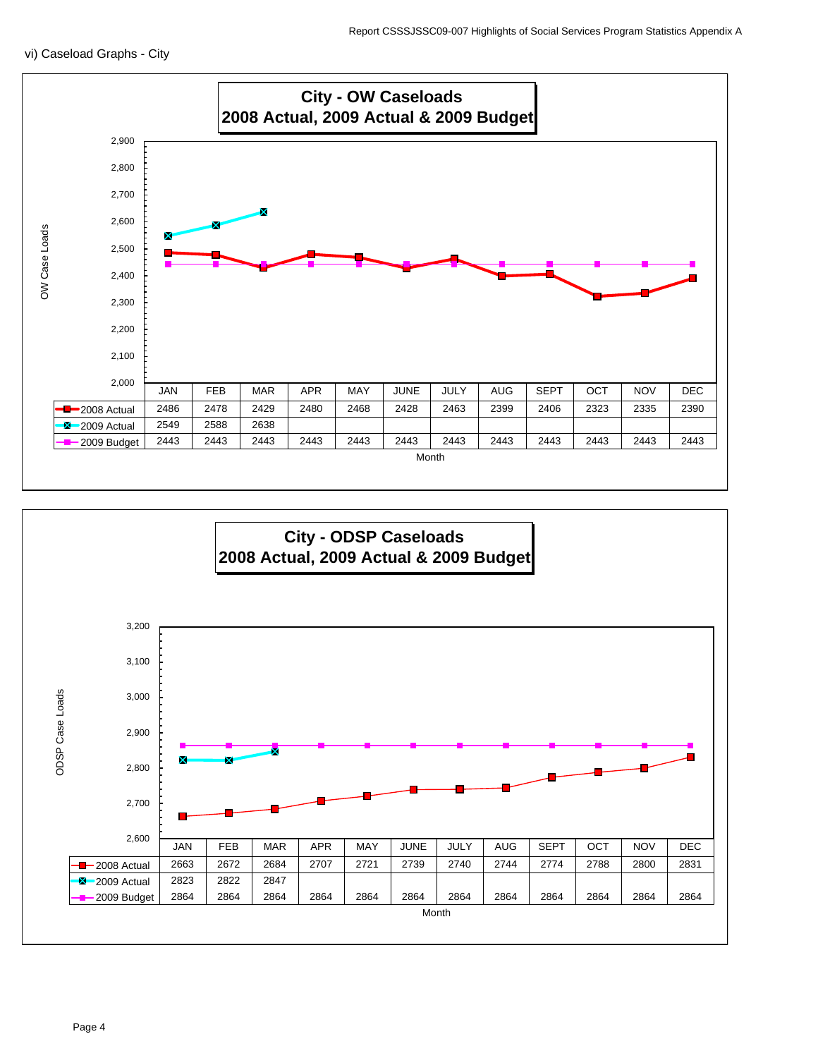vi) Caseload Graphs - City

## City - OW Caseloads
## 2008 Actual, 2009 Actual & 2009 Budget

OW Case Loads

| | JAN | FEB | MAR | APR | MAY | JUNE | JULY | AUG | SEPT | OCT | NOV | DEC |
|---|---|---|---|---|---|---|---|---|---|---|---|---|
| 2008 Actual | 2486 | 2478 | 2429 | 2480 | 2468 | 2428 | 2463 | 2399 | 2406 | 2323 | 2335 | 2390 |
| 2009 Actual | 2549 | 2588 | 2638 | | | | | | | | | |
| 2009 Budget | 2443 | 2443 | 2443 | 2443 | 2443 | 2443 | 2443 | 2443 | 2443 | 2443 | 2443 | 2443 |

Month

## City - ODSP Caseloads
## 2008 Actual, 2009 Actual & 2009 Budget

ODSP Case Loads

| | JAN | FEB | MAR | APR | MAY | JUNE | JULY | AUG | SEPT | OCT | NOV | DEC |
|---|---|---|---|---|---|---|---|---|---|---|---|---|
| 2008 Actual | 2663 | 2672 | 2684 | 2707 | 2721 | 2739 | 2740 | 2744 | 2774 | 2788 | 2800 | 2831 |
| 2009 Actual | 2823 | 2822 | 2847 | | | | | | | | | |
| 2009 Budget | 2864 | 2864 | 2864 | 2864 | 2864 | 2864 | 2864 | 2864 | 2864 | 2864 | 2864 | 2864 |

Month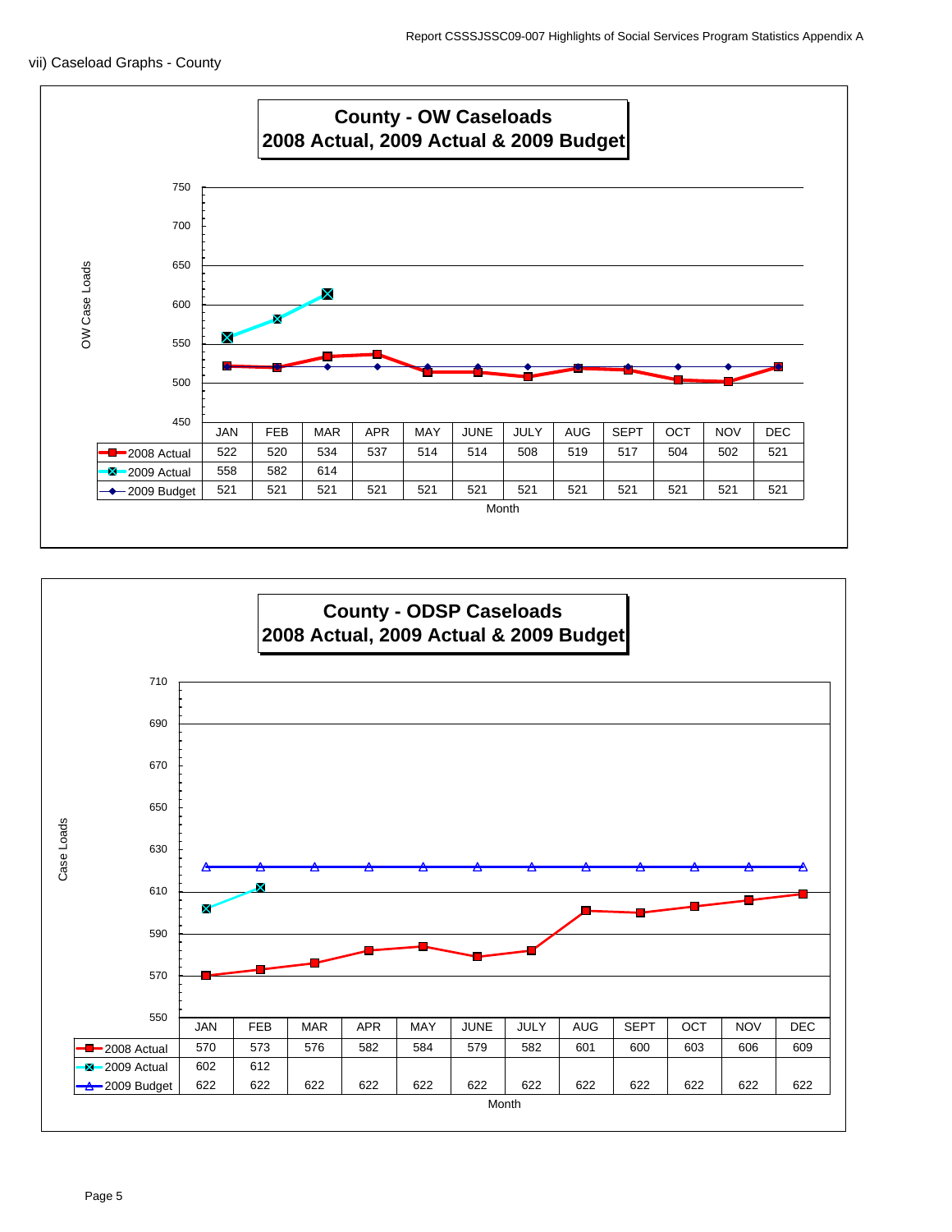vii) Caseload Graphs - County

## County - OW Caseloads
## 2008 Actual, 2009 Actual & 2009 Budget

| | JAN | FEB | MAR | APR | MAY | JUNE | JULY | AUG | SEPT | OCT | NOV | DEC |
|---|---|---|---|---|---|---|---|---|---|---|---|---|
| 2008 Actual | 522 | 520 | 534 | 537 | 514 | 514 | 508 | 519 | 517 | 504 | 502 | 521 |
| 2009 Actual | 558 | 582 | 614 | | | | | | | | | |
| 2009 Budget | 521 | 521 | 521 | 521 | 521 | 521 | 521 | 521 | 521 | 521 | 521 | 521 |

Month

## County - ODSP Caseloads
## 2008 Actual, 2009 Actual & 2009 Budget

| | JAN | FEB | MAR | APR | MAY | JUNE | JULY | AUG | SEPT | OCT | NOV | DEC |
|---|---|---|---|---|---|---|---|---|---|---|---|---|
| 2008 Actual | 570 | 573 | 576 | 582 | 584 | 579 | 582 | 601 | 600 | 603 | 606 | 609 |
| 2009 Actual | 602 | 612 | | | | | | | | | | |
| 2009 Budget | 622 | 622 | 622 | 622 | 622 | 622 | 622 | 622 | 622 | 622 | 622 | 622 |

Month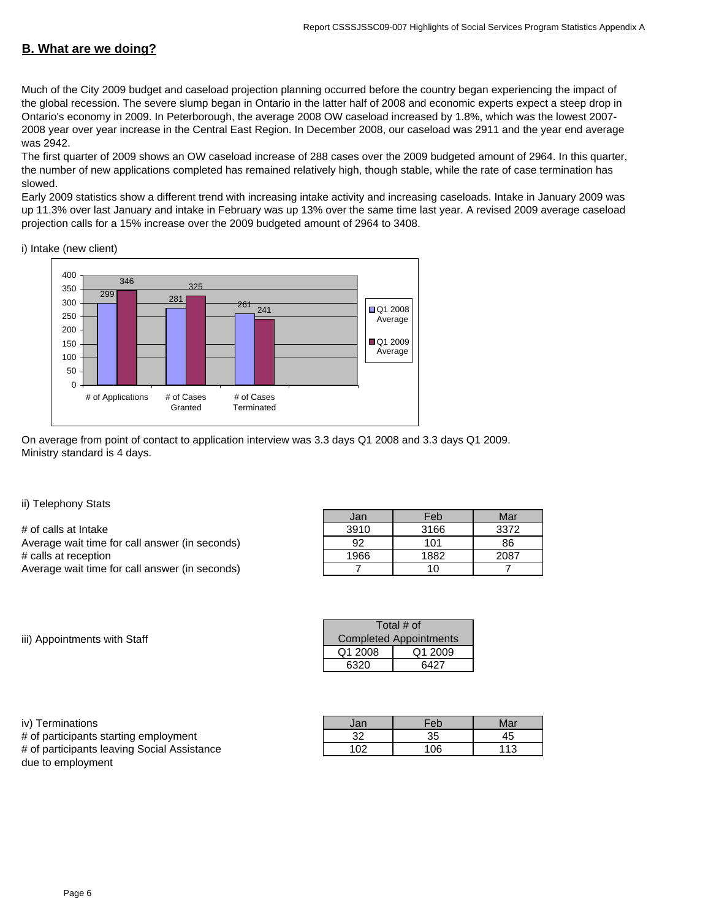## B. What are we doing?

Much of the City 2009 budget and caseload projection planning occurred before the country began experiencing the impact of the global recession. The severe slump began in Ontario in the latter half of 2008 and economic experts expect a steep drop in Ontario's economy in 2009. In Peterborough, the average 2008 OW caseload increased by 1.8%, which was the lowest 2007-2008 year over year increase in the Central East Region. In December 2008, our caseload was 2911 and the year end average was 2942.

The first quarter of 2009 shows an OW caseload increase of 288 cases over the 2009 budgeted amount of 2964. In this quarter, the number of new applications completed has remained relatively high, though stable, while the rate of case termination has slowed.

Early 2009 statistics show a different trend with increasing intake activity and increasing caseloads. Intake in January 2009 was up 11.3% over last January and intake in February was up 13% over the same time last year. A revised 2009 average caseload projection calls for a 15% increase over the 2009 budgeted amount of 2964 to 3408.

i) Intake (new client)

| | Q1 2008 Average | Q1 2009 Average |
|---|---|---|
| # of Applications | 299 | 346 |
| # of Cases Granted | 281 | 325 |
| # of Cases Terminated | 261 | 241 |

On average from point of contact to application interview was 3.3 days Q1 2008 and 3.3 days Q1 2009.
Ministry standard is 4 days.

ii) Telephony Stats

| | Jan | Feb | Mar |
|---|---|---|---|
| # of calls at Intake | 3910 | 3166 | 3372 |
| Average wait time for call answer (in seconds) | 92 | 101 | 86 |
| # calls at reception | 1966 | 1882 | 2087 |
| Average wait time for call answer (in seconds) | 7 | 10 | 7 |

iii) Appointments with Staff

| Total # of Completed Appointments | |
|---|---|
| Q1 2008 | Q1 2009 |
| 6320 | 6427 |

iv) Terminations

| | Jan | Feb | Mar |
|---|---|---|---|
| # of participants starting employment | 32 | 35 | 45 |
| # of participants leaving Social Assistance due to employment | 102 | 106 | 113 |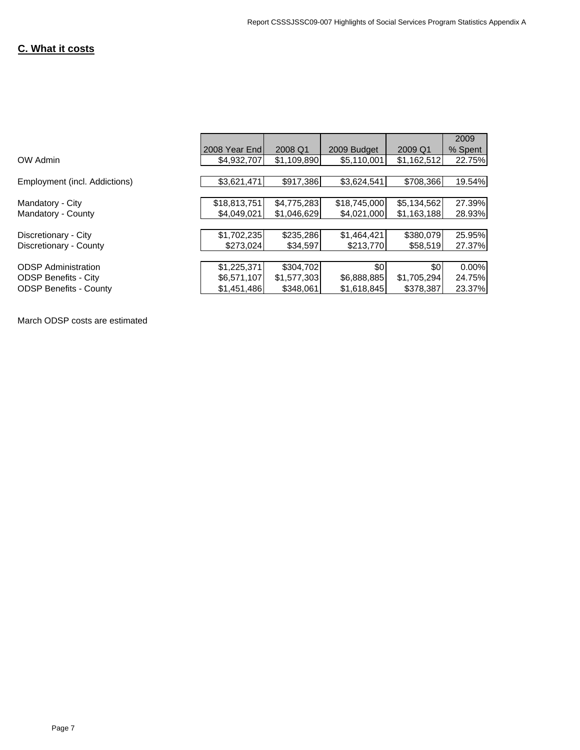## C. What it costs

| | 2008 Year End | 2008 Q1 | 2009 Budget | 2009 Q1 | 2009 % Spent |
|---|---|---|---|---|---|
| OW Admin | $4,932,707 | $1,109,890 | $5,110,001 | $1,162,512 | 22.75% |
| | | | | | |
| Employment (incl. Addictions) | $3,621,471 | $917,386 | $3,624,541 | $708,366 | 19.54% |
| | | | | | |
| Mandatory - City | $18,813,751 | $4,775,283 | $18,745,000 | $5,134,562 | 27.39% |
| Mandatory - County | $4,049,021 | $1,046,629 | $4,021,000 | $1,163,188 | 28.93% |
| | | | | | |
| Discretionary - City | $1,702,235 | $235,286 | $1,464,421 | $380,079 | 25.95% |
| Discretionary - County | $273,024 | $34,597 | $213,770 | $58,519 | 27.37% |
| | | | | | |
| ODSP Administration | $1,225,371 | $304,702 | $0 | $0 | 0.00% |
| ODSP Benefits - City | $6,571,107 | $1,577,303 | $6,888,885 | $1,705,294 | 24.75% |
| ODSP Benefits - County | $1,451,486 | $348,061 | $1,618,845 | $378,387 | 23.37% |

March ODSP costs are estimated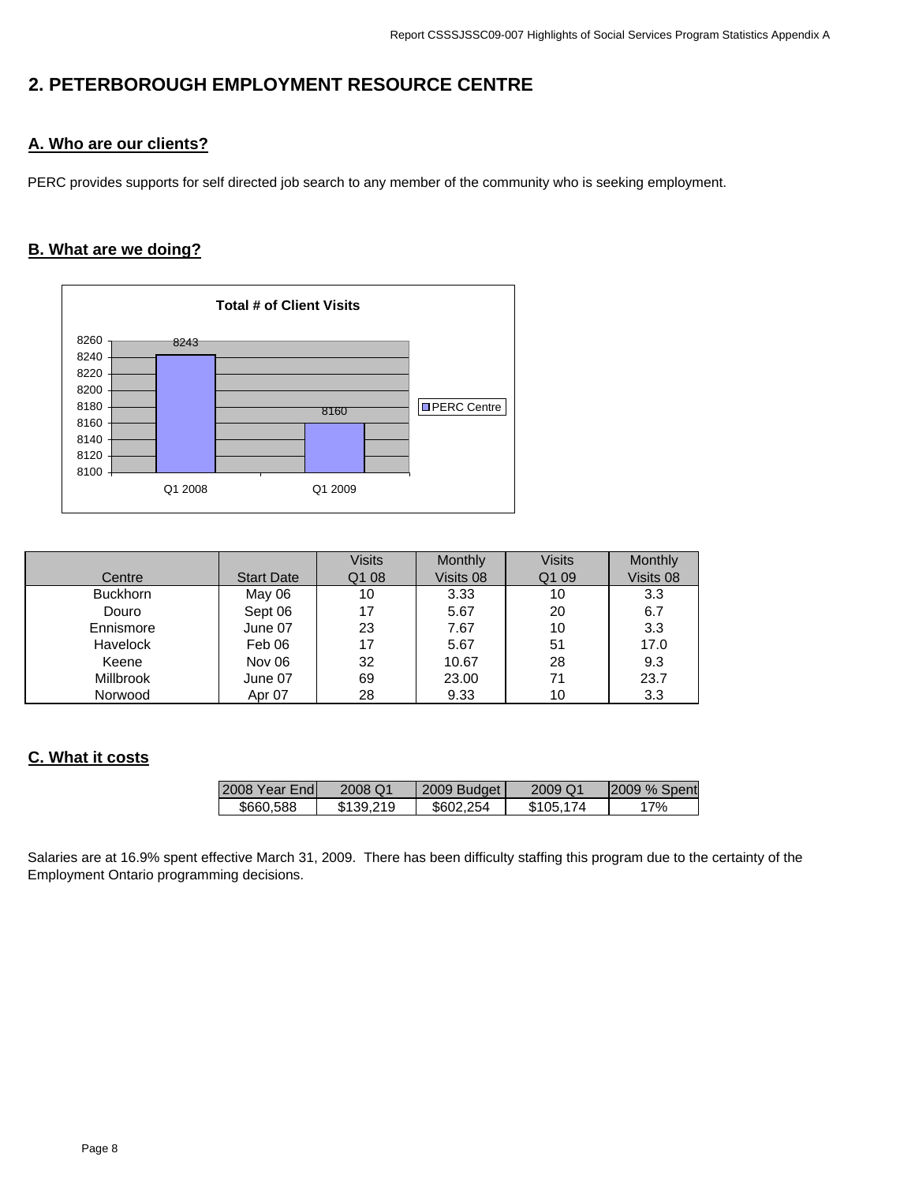## 2. PETERBOROUGH EMPLOYMENT RESOURCE CENTRE

### A. Who are our clients?

PERC provides supports for self directed job search to any member of the community who is seeking employment.

### B. What are we doing?

**Total # of Client Visits**

| | PERC Centre |
|---|---|
| Q1 2008 | 8243 |
| Q1 2009 | 8160 |

| Centre | Start Date | Visits Q1 08 | Monthly Visits 08 | Visits Q1 09 | Monthly Visits 08 |
|---|---|---|---|---|---|
| Buckhorn | May 06 | 10 | 3.33 | 10 | 3.3 |
| Douro | Sept 06 | 17 | 5.67 | 20 | 6.7 |
| Ennismore | June 07 | 23 | 7.67 | 10 | 3.3 |
| Havelock | Feb 06 | 17 | 5.67 | 51 | 17.0 |
| Keene | Nov 06 | 32 | 10.67 | 28 | 9.3 |
| Millbrook | June 07 | 69 | 23.00 | 71 | 23.7 |
| Norwood | Apr 07 | 28 | 9.33 | 10 | 3.3 |

### C. What it costs

| 2008 Year End | 2008 Q1 | 2009 Budget | 2009 Q1 | 2009 % Spent |
|---|---|---|---|---|
| \$660,588 | \$139,219 | \$602,254 | \$105,174 | 17% |

Salaries are at 16.9% spent effective March 31, 2009. There has been difficulty staffing this program due to the certainty of the Employment Ontario programming decisions.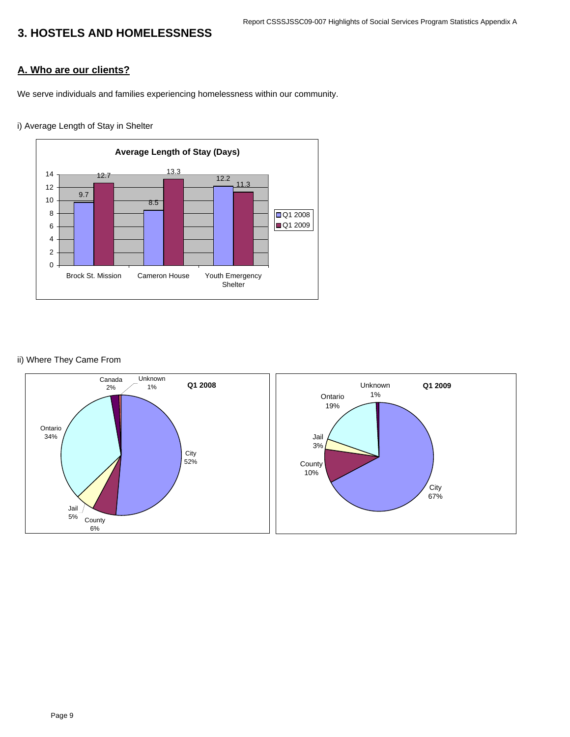# 3. HOSTELS AND HOMELESSNESS

## A. Who are our clients?

We serve individuals and families experiencing homelessness within our community.

i) Average Length of Stay in Shelter

**Average Length of Stay (Days)**

| | Q1 2008 | Q1 2009 |
|---|---|---|
| Brock St. Mission | 9.7 | 12.7 |
| Cameron House | 8.5 | 13.3 |
| Youth Emergency Shelter | 12.2 | 11.3 |

ii) Where They Came From

**Q1 2008**

| Origin | Percentage |
|---|---|
| City | 52% |
| Ontario | 34% |
| County | 6% |
| Jail | 5% |
| Canada | 2% |
| Unknown | 1% |

**Q1 2009**

| Origin | Percentage |
|---|---|
| City | 67% |
| Ontario | 19% |
| County | 10% |
| Jail | 3% |
| Unknown | 1% |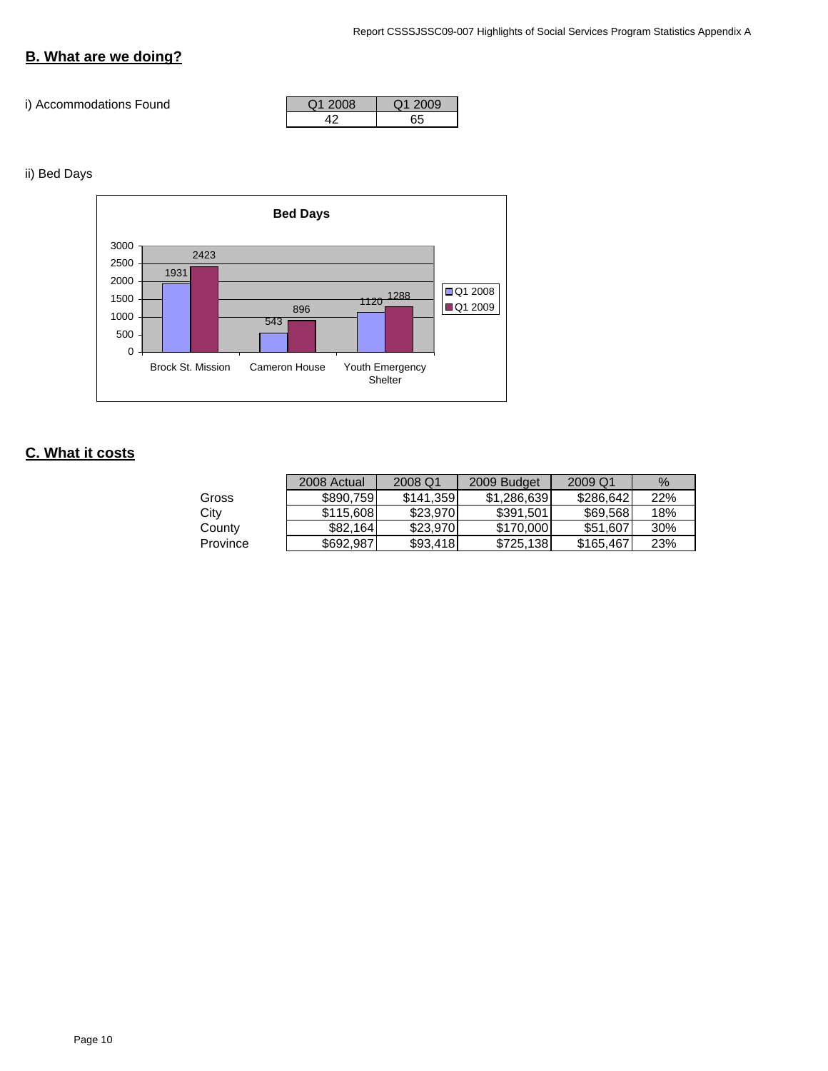## B. What are we doing?

i) Accommodations Found

| Q1 2008 | Q1 2009 |
|---|---|
| 42 | 65 |

ii) Bed Days

**Bed Days**

| | Q1 2008 | Q1 2009 |
|---|---|---|
| Brock St. Mission | 1931 | 2423 |
| Cameron House | 543 | 896 |
| Youth Emergency Shelter | 1120 | 1288 |

## C. What it costs

| | 2008 Actual | 2008 Q1 | 2009 Budget | 2009 Q1 | % |
|---|---|---|---|---|---|
| Gross | $890,759 | $141,359 | $1,286,639 | $286,642 | 22% |
| City | $115,608 | $23,970 | $391,501 | $69,568 | 18% |
| County | $82,164 | $23,970 | $170,000 | $51,607 | 30% |
| Province | $692,987 | $93,418 | $725,138 | $165,467 | 23% |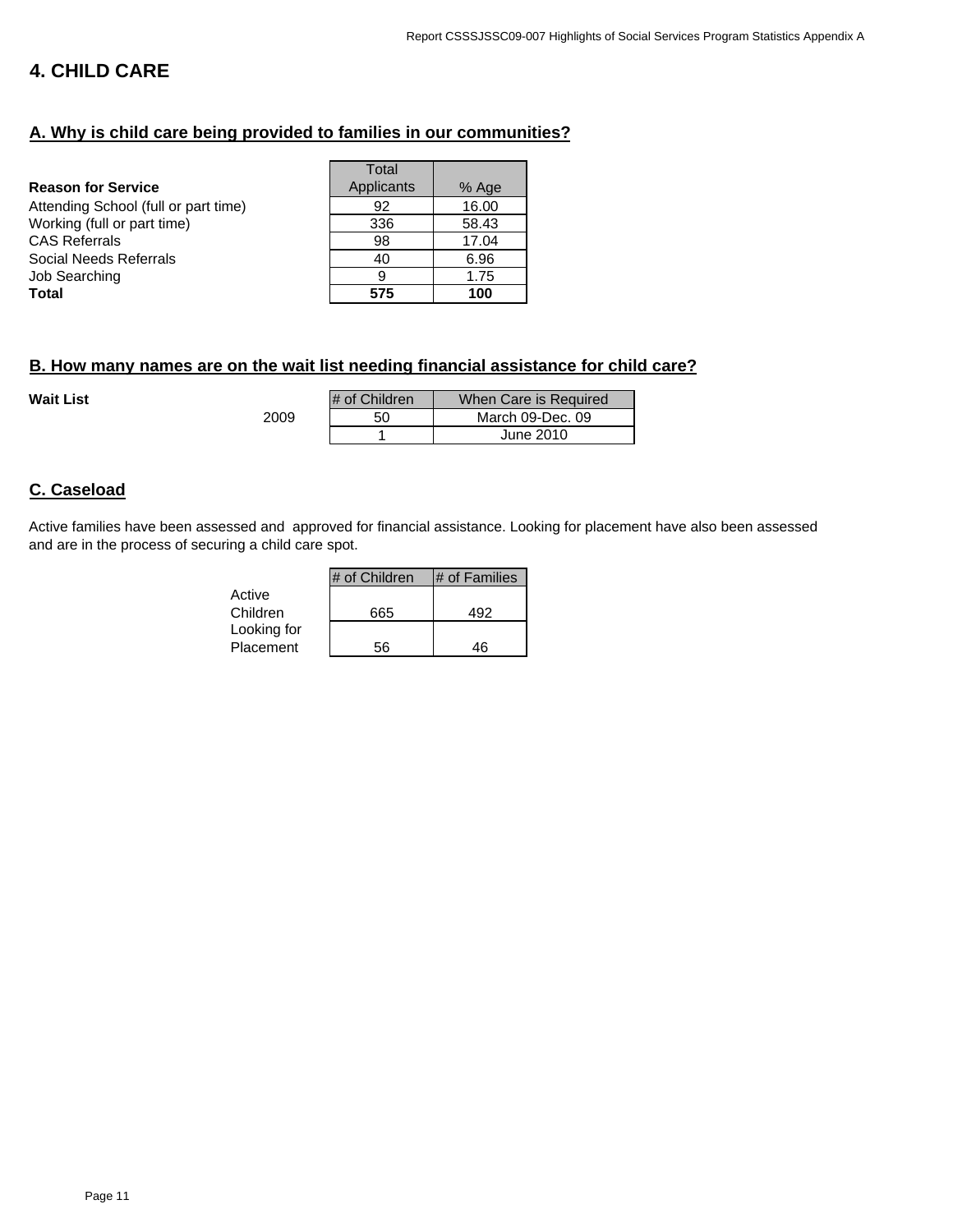## 4. CHILD CARE

### A. Why is child care being provided to families in our communities?

| Reason for Service | Total Applicants | % Age |
|---|---|---|
| Attending School (full or part time) | 92 | 16.00 |
| Working (full or part time) | 336 | 58.43 |
| CAS Referrals | 98 | 17.04 |
| Social Needs Referrals | 40 | 6.96 |
| Job Searching | 9 | 1.75 |
| **Total** | **575** | **100** |

### B. How many names are on the wait list needing financial assistance for child care?

**Wait List**

| | # of Children | When Care is Required |
|---|---|---|
| 2009 | 50 | March 09-Dec. 09 |
| | 1 | June 2010 |

### C. Caseload

Active families have been assessed and approved for financial assistance. Looking for placement have also been assessed and are in the process of securing a child care spot.

| | # of Children | # of Families |
|---|---|---|
| Active Children | 665 | 492 |
| Looking for Placement | 56 | 46 |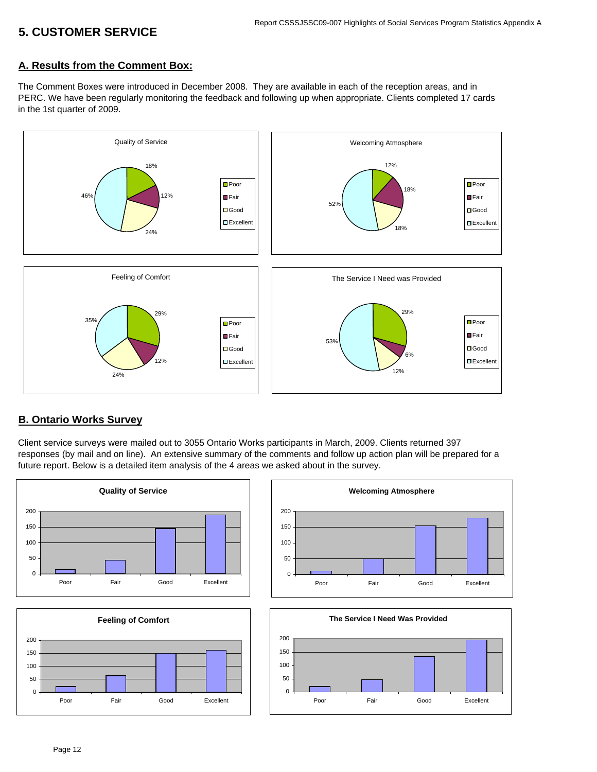## 5. CUSTOMER SERVICE

### A. Results from the Comment Box:

The Comment Boxes were introduced in December 2008. They are available in each of the reception areas, and in PERC. We have been regularly monitoring the feedback and following up when appropriate. Clients completed 17 cards in the 1st quarter of 2009.

**Quality of Service**

| Poor | Fair | Good | Excellent |
|---|---|---|---|
| 18% | 12% | 24% | 46% |

**Welcoming Atmosphere**

| Poor | Fair | Good | Excellent |
|---|---|---|---|
| 12% | 18% | 18% | 52% |

**Feeling of Comfort**

| Poor | Fair | Good | Excellent |
|---|---|---|---|
| 29% | 12% | 24% | 35% |

**The Service I Need was Provided**

| Poor | Fair | Good | Excellent |
|---|---|---|---|
| 29% | 6% | 12% | 53% |

### B. Ontario Works Survey

Client service surveys were mailed out to 3055 Ontario Works participants in March, 2009. Clients returned 397 responses (by mail and on line). An extensive summary of the comments and follow up action plan will be prepared for a future report. Below is a detailed item analysis of the 4 areas we asked about in the survey.

**Quality of Service**

**Welcoming Atmosphere**

**Feeling of Comfort**

**The Service I Need Was Provided**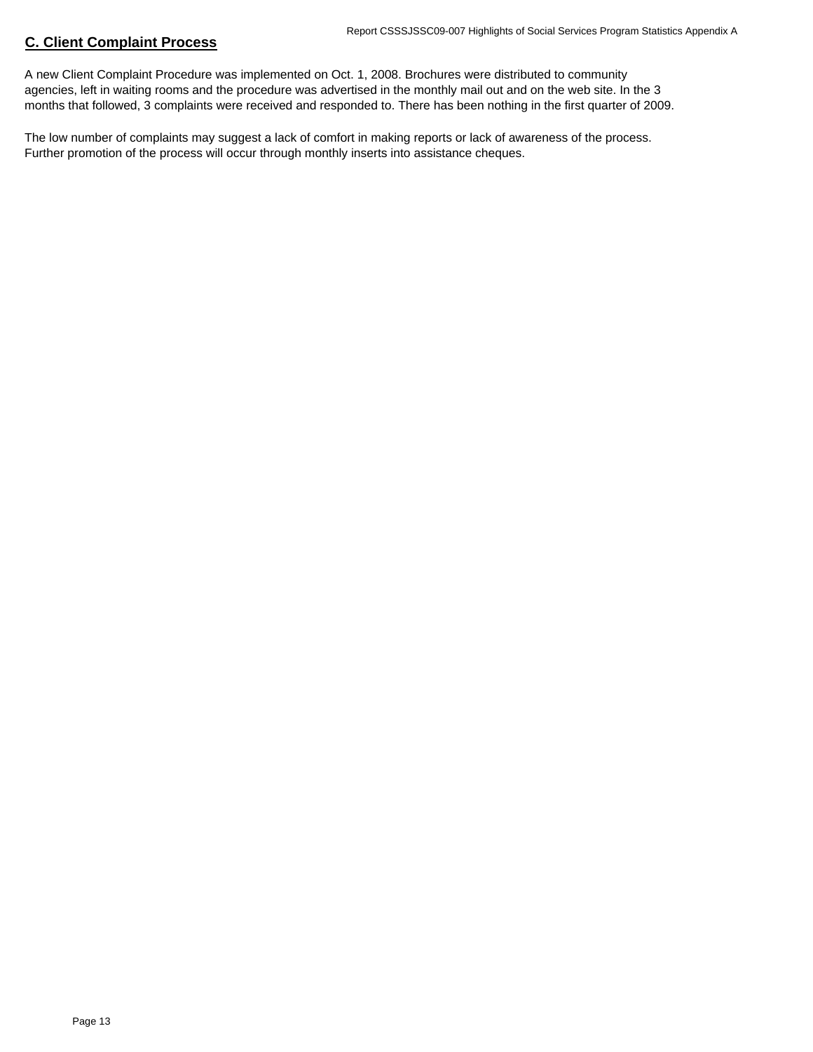## C. Client Complaint Process

A new Client Complaint Procedure was implemented on Oct. 1, 2008. Brochures were distributed to community agencies, left in waiting rooms and the procedure was advertised in the monthly mail out and on the web site. In the 3 months that followed, 3 complaints were received and responded to. There has been nothing in the first quarter of 2009.

The low number of complaints may suggest a lack of comfort in making reports or lack of awareness of the process. Further promotion of the process will occur through monthly inserts into assistance cheques.